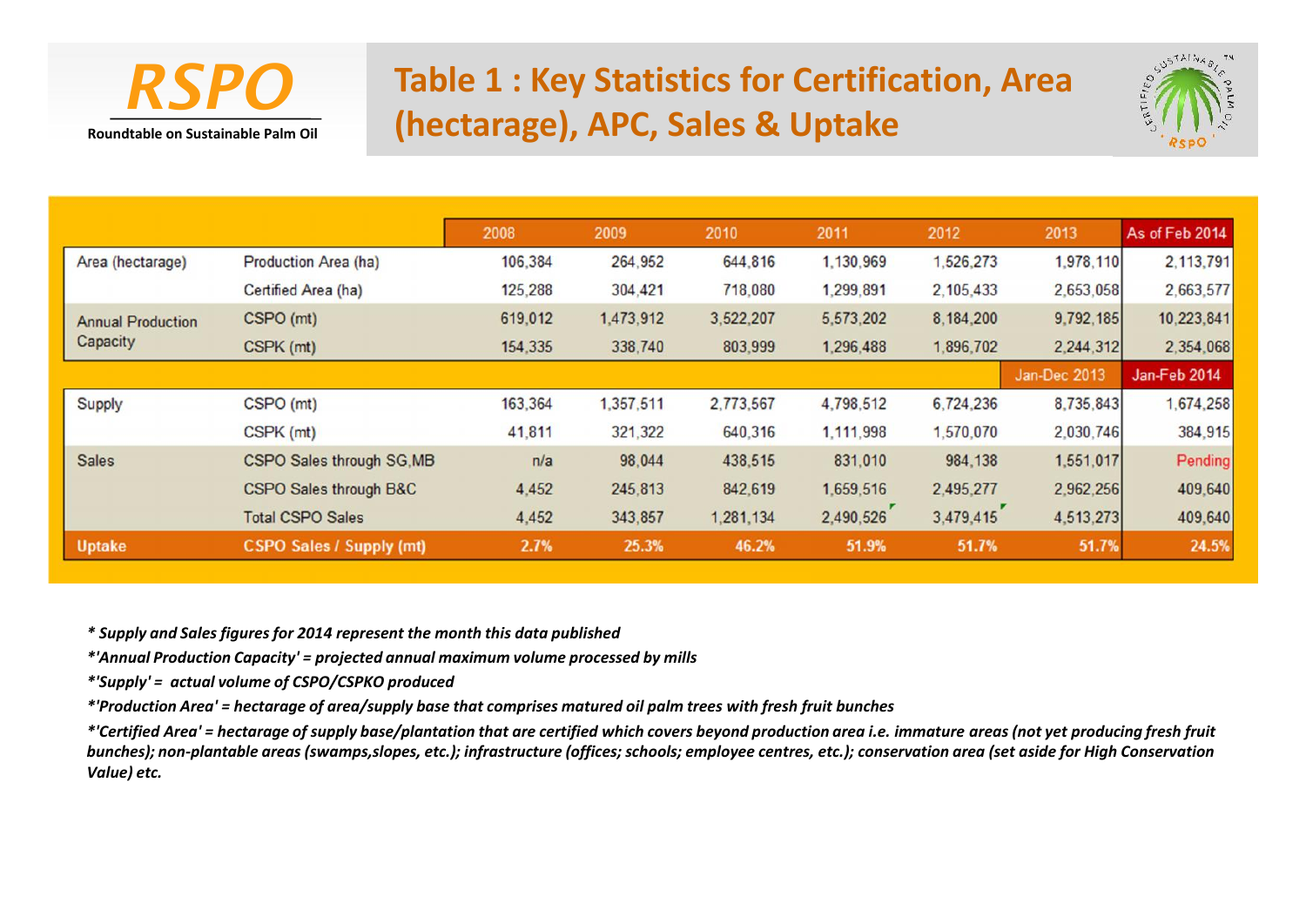RSPO

Roundtable on Sustainable Palm Oil

# Table 1 : Key Statistics for Certification, Area (hectarage), APC, Sales & Uptake

| | | 2008 | 2009 | 2010 | 2011 | 2012 | 2013 | As of Feb 2014 |
|---|---|---|---|---|---|---|---|---|
| Area (hectarage) | Production Area (ha) | 106,384 | 264,952 | 644,816 | 1,130,969 | 1,526,273 | 1,978,110 | 2,113,791 |
| | Certified Area (ha) | 125,288 | 304,421 | 718,080 | 1,299,891 | 2,105,433 | 2,653,058 | 2,663,577 |
| Annual Production Capacity | CSPO (mt) | 619,012 | 1,473,912 | 3,522,207 | 5,573,202 | 8,184,200 | 9,792,185 | 10,223,841 |
| | CSPK (mt) | 154,335 | 338,740 | 803,999 | 1,296,488 | 1,896,702 | 2,244,312 | 2,354,068 |
| | | | | | | | Jan-Dec 2013 | Jan-Feb 2014 |
| Supply | CSPO (mt) | 163,364 | 1,357,511 | 2,773,567 | 4,798,512 | 6,724,236 | 8,735,843 | 1,674,258 |
| | CSPK (mt) | 41,811 | 321,322 | 640,316 | 1,111,998 | 1,570,070 | 2,030,746 | 384,915 |
| Sales | CSPO Sales through SG,MB | n/a | 98,044 | 438,515 | 831,010 | 984,138 | 1,551,017 | Pending |
| | CSPO Sales through B&C | 4,452 | 245,813 | 842,619 | 1,659,516 | 2,495,277 | 2,962,256 | 409,640 |
| | Total CSPO Sales | 4,452 | 343,857 | 1,281,134 | 2,490,526 | 3,479,415 | 4,513,273 | 409,640 |
| **Uptake** | **CSPO Sales / Supply (mt)** | **2.7%** | **25.3%** | **46.2%** | **51.9%** | **51.7%** | **51.7%** | **24.5%** |

*\* Supply and Sales figures for 2014 represent the month this data published*

*\*'Annual Production Capacity' = projected annual maximum volume processed by mills*

*\*'Supply' = actual volume of CSPO/CSPKO produced*

*\*'Production Area' = hectarage of area/supply base that comprises matured oil palm trees with fresh fruit bunches*

*\*'Certified Area' = hectarage of supply base/plantation that are certified which covers beyond production area i.e. immature areas (not yet producing fresh fruit bunches); non-plantable areas (swamps,slopes, etc.); infrastructure (offices; schools; employee centres, etc.); conservation area (set aside for High Conservation Value) etc.*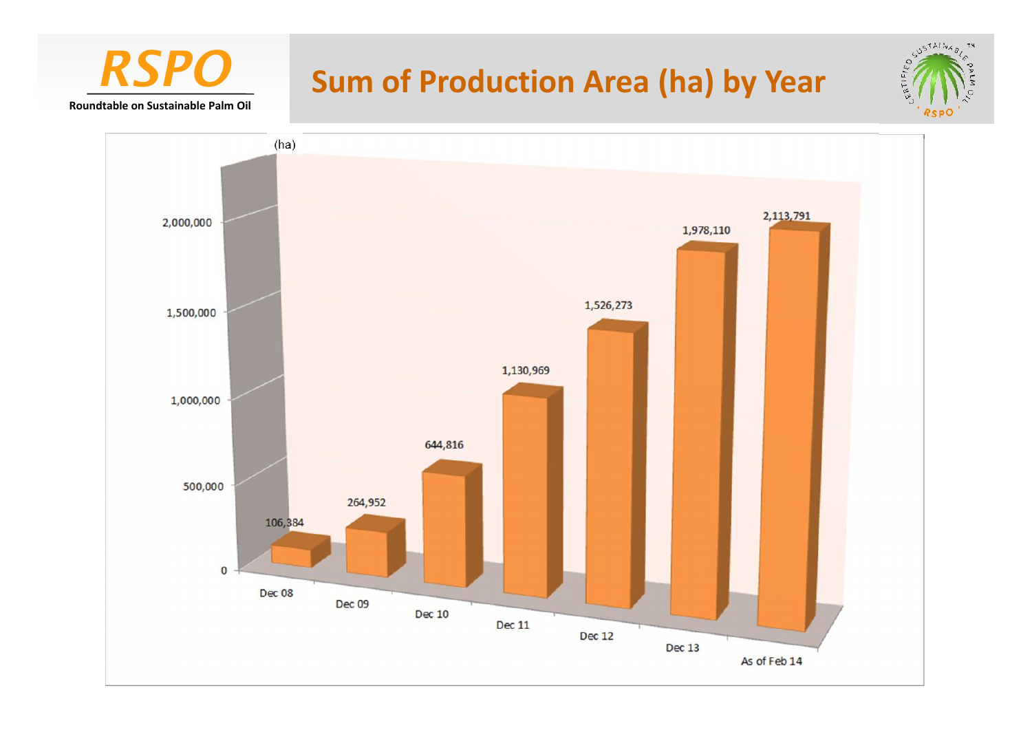RSPO

Roundtable on Sustainable Palm Oil

# Sum of Production Area (ha) by Year

| Year | Production Area (ha) |
|---|---|
| Dec 08 | 106,384 |
| Dec 09 | 264,952 |
| Dec 10 | 644,816 |
| Dec 11 | 1,130,969 |
| Dec 12 | 1,526,273 |
| Dec 13 | 1,978,110 |
| As of Feb 14 | 2,113,791 |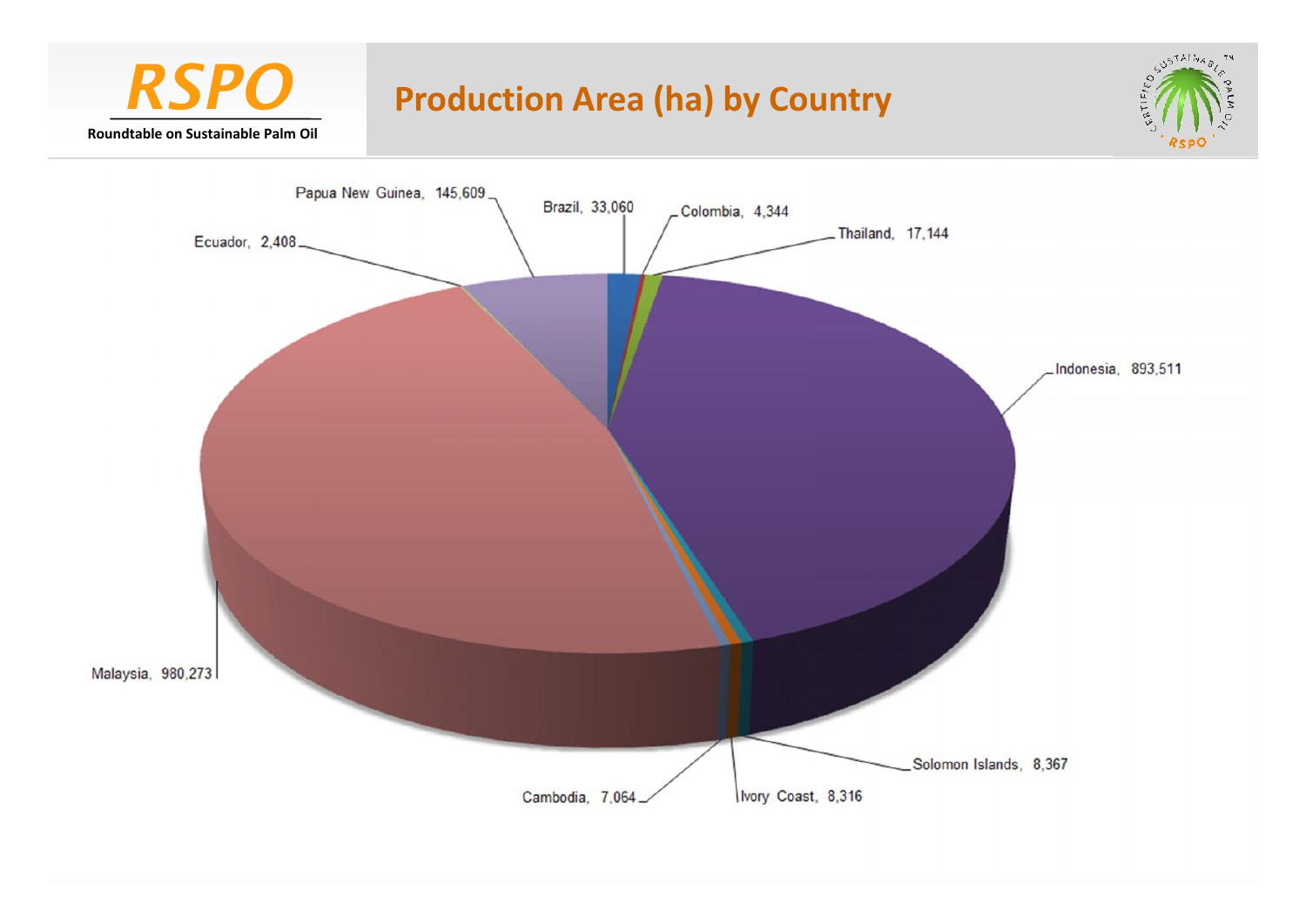# Production Area (ha) by Country

RSPO — Roundtable on Sustainable Palm Oil

Papua New Guinea, 145,609

Brazil, 33,060

Colombia, 4,344

Thailand, 17,144

Ecuador, 2,408

Indonesia, 893,511

Malaysia, 980,273

Solomon Islands, 8,367

Cambodia, 7,064

Ivory Coast, 8,316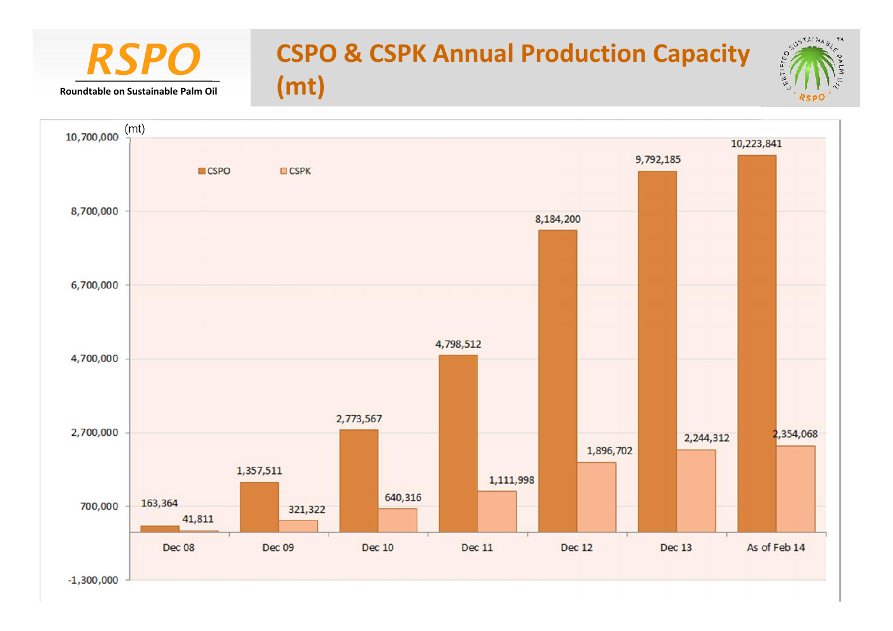# CSPO & CSPK Annual Production Capacity (mt)

RSPO — Roundtable on Sustainable Palm Oil

| (mt) | CSPO | CSPK |
|---|---|---|
| Dec 08 | 163,364 | 41,811 |
| Dec 09 | 1,357,511 | 321,322 |
| Dec 10 | 2,773,567 | 640,316 |
| Dec 11 | 4,798,512 | 1,111,998 |
| Dec 12 | 8,184,200 | 1,896,702 |
| Dec 13 | 9,792,185 | 2,244,312 |
| As of Feb 14 | 10,223,841 | 2,354,068 |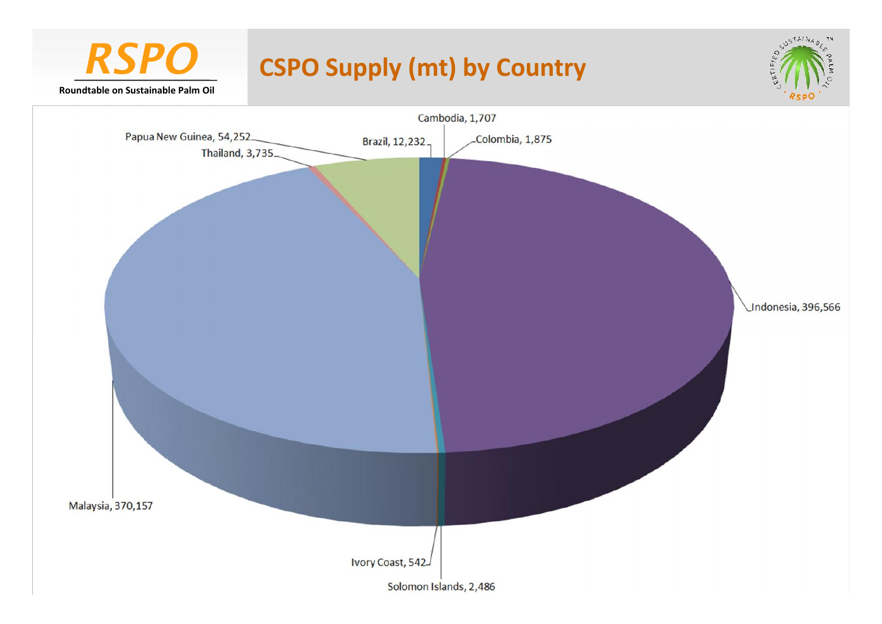# CSPO Supply (mt) by Country

RSPO – Roundtable on Sustainable Palm Oil

| Country | CSPO Supply (mt) |
| --- | --- |
| Cambodia | 1,707 |
| Colombia | 1,875 |
| Brazil | 12,232 |
| Papua New Guinea | 54,252 |
| Thailand | 3,735 |
| Indonesia | 396,566 |
| Malaysia | 370,157 |
| Ivory Coast | 542 |
| Solomon Islands | 2,486 |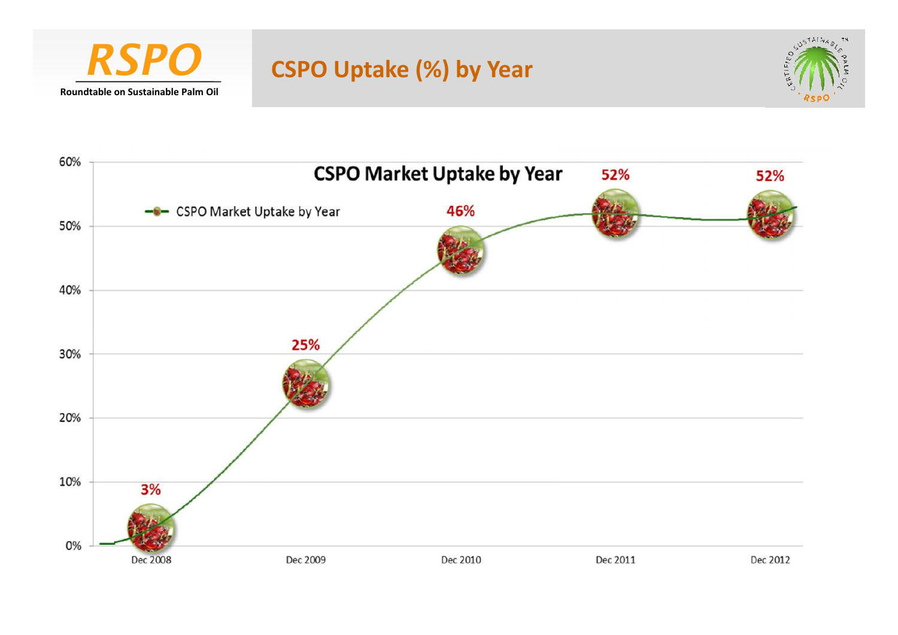**RSPO**
Roundtable on Sustainable Palm Oil

# CSPO Uptake (%) by Year

## CSPO Market Uptake by Year

| Year | CSPO Market Uptake by Year |
| --- | --- |
| Dec 2008 | 3% |
| Dec 2009 | 25% |
| Dec 2010 | 46% |
| Dec 2011 | 52% |
| Dec 2012 | 52% |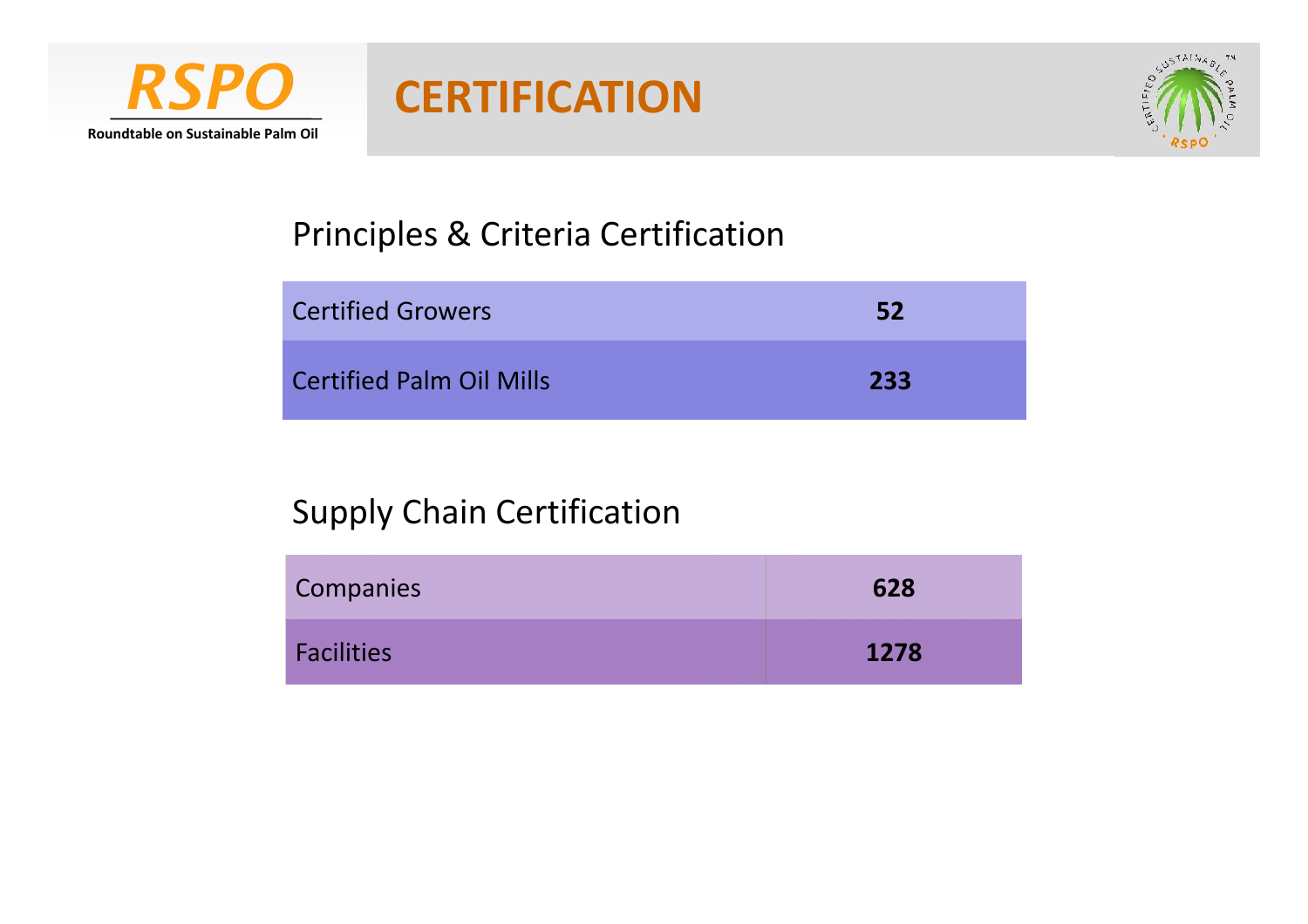RSPO

Roundtable on Sustainable Palm Oil

# CERTIFICATION

## Principles & Criteria Certification

| Certified Growers | 52 |
| --- | --- |
| Certified Palm Oil Mills | 233 |

## Supply Chain Certification

| Companies | 628 |
| --- | --- |
| Facilities | 1278 |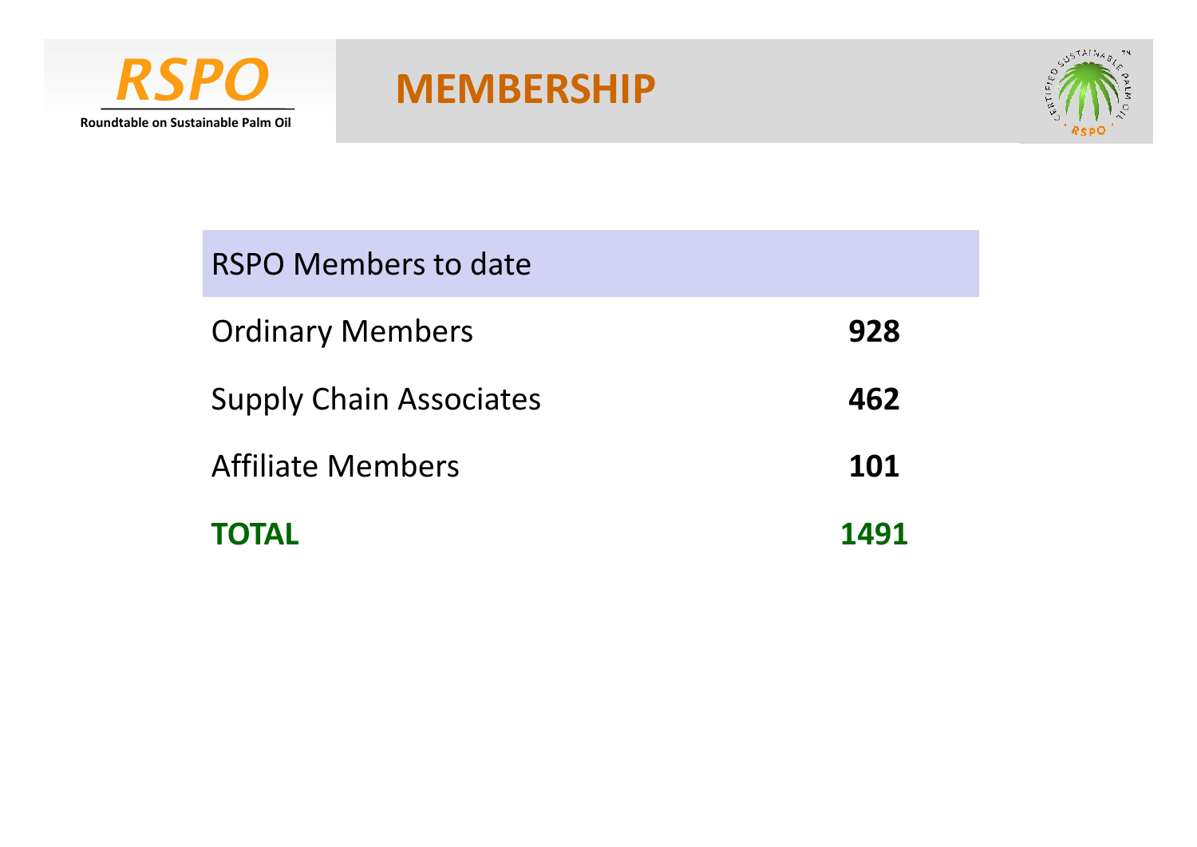# MEMBERSHIP

| RSPO Members to date | |
|---|---|
| Ordinary Members | **928** |
| Supply Chain Associates | **462** |
| Affiliate Members | **101** |
| **TOTAL** | **1491** |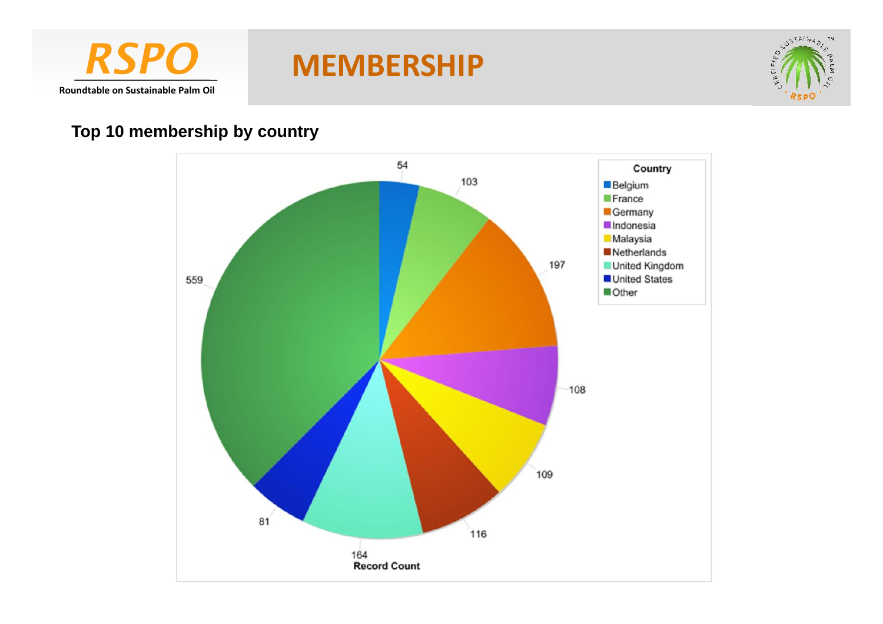# MEMBERSHIP

## Top 10 membership by country

| Country | Record Count |
|---|---|
| Belgium | 54 |
| France | 103 |
| Germany | 197 |
| Indonesia | 108 |
| Malaysia | 109 |
| Netherlands | 116 |
| United Kingdom | 164 |
| United States | 81 |
| Other | 559 |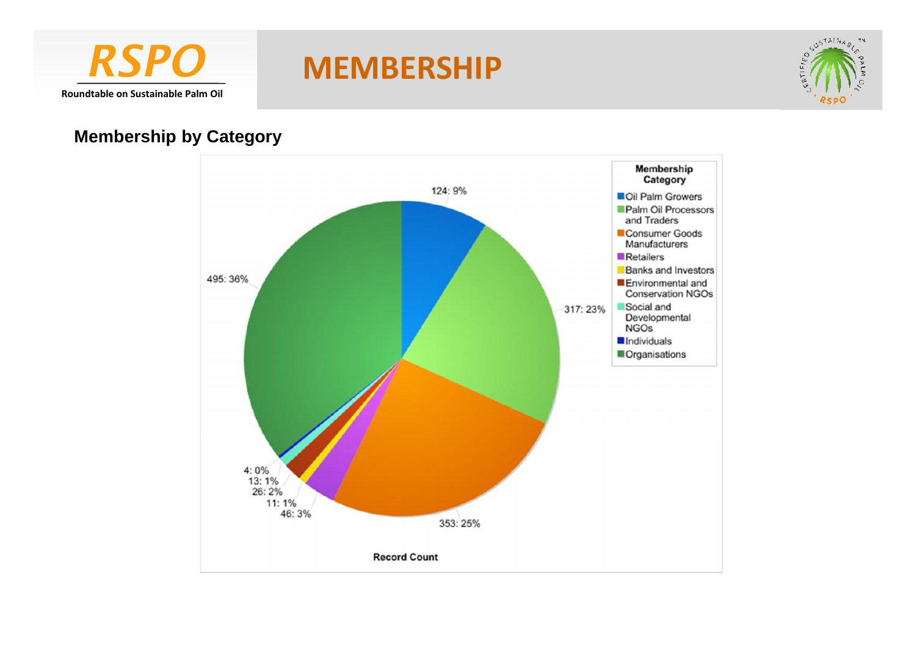# MEMBERSHIP

## Membership by Category

**Membership Category**

| Category | Record Count |
|---|---|
| Oil Palm Growers | 124: 9% |
| Palm Oil Processors and Traders | 317: 23% |
| Consumer Goods Manufacturers | 353: 25% |
| Retailers | 46: 3% |
| Banks and Investors | 11: 1% |
| Environmental and Conservation NGOs | 26: 2% |
| Social and Developmental NGOs | 13: 1% |
| Individuals | 4: 0% |
| Organisations | 495: 36% |

Record Count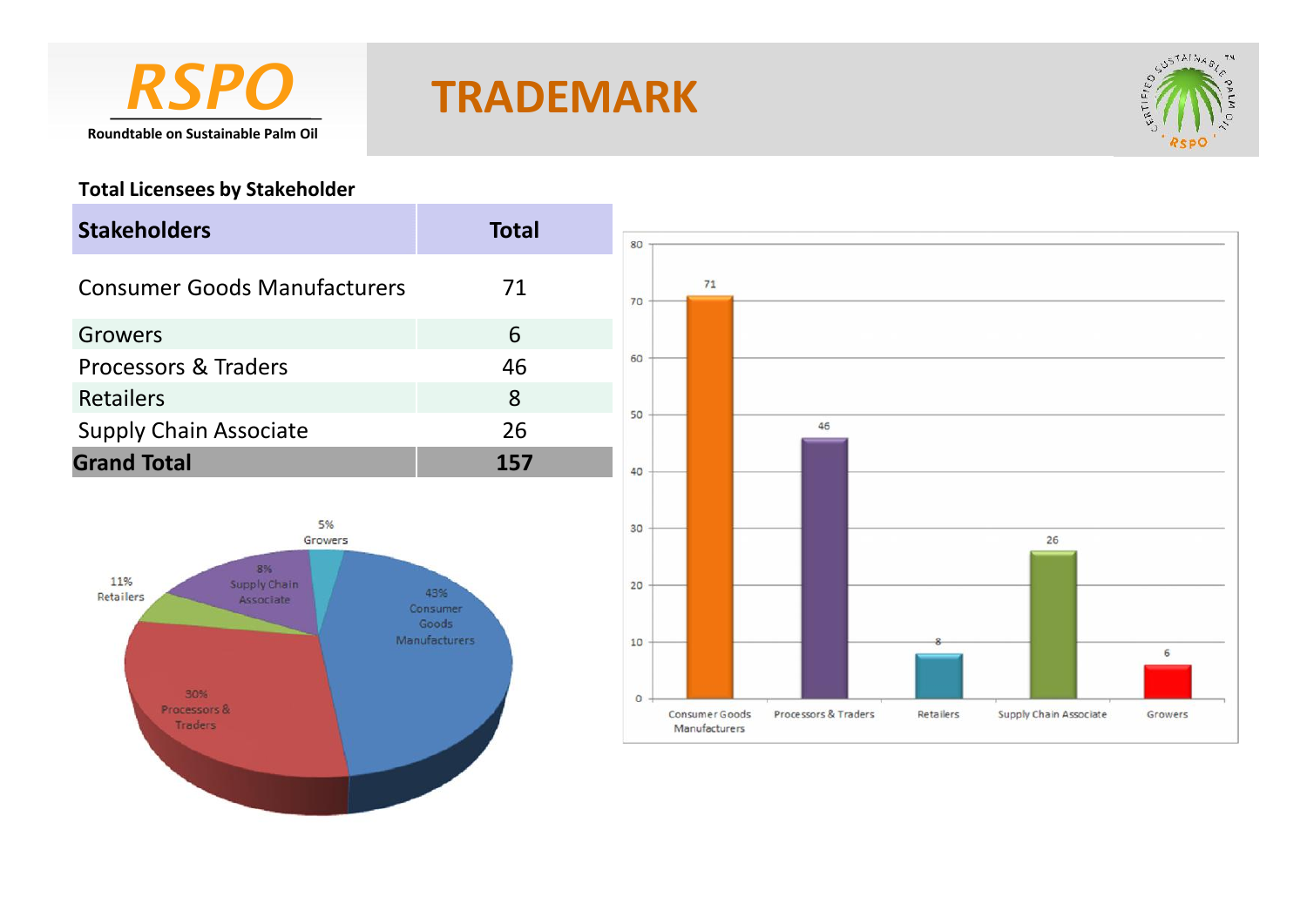RSPO

Roundtable on Sustainable Palm Oil

# TRADEMARK

**Total Licensees by Stakeholder**

| Stakeholders | Total |
|---|---|
| Consumer Goods Manufacturers | 71 |
| Growers | 6 |
| Processors & Traders | 46 |
| Retailers | 8 |
| Supply Chain Associate | 26 |
| **Grand Total** | **157** |

5% Growers

8% Supply Chain Associate

11% Retailers

43% Consumer Goods Manufacturers

30% Processors & Traders

| Stakeholder | Total |
|---|---|
| Consumer Goods Manufacturers | 71 |
| Processors & Traders | 46 |
| Retailers | 8 |
| Supply Chain Associate | 26 |
| Growers | 6 |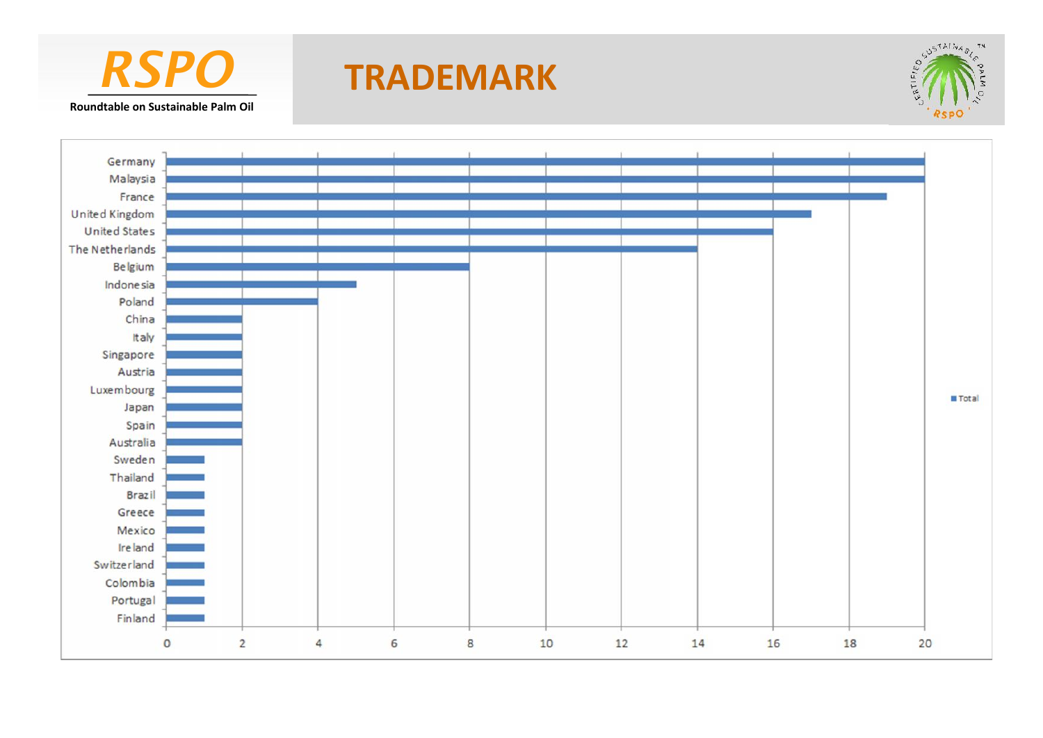RSPO

Roundtable on Sustainable Palm Oil

# TRADEMARK

CERTIFIED SUSTAINABLE PALM OIL RSPO

Germany
Malaysia
France
United Kingdom
United States
The Netherlands
Belgium
Indonesia
Poland
China
Italy
Singapore
Austria
Luxembourg
Japan
Spain
Australia
Sweden
Thailand
Brazil
Greece
Mexico
Ireland
Switzerland
Colombia
Portugal
Finland

0 2 4 6 8 10 12 14 16 18 20

Total